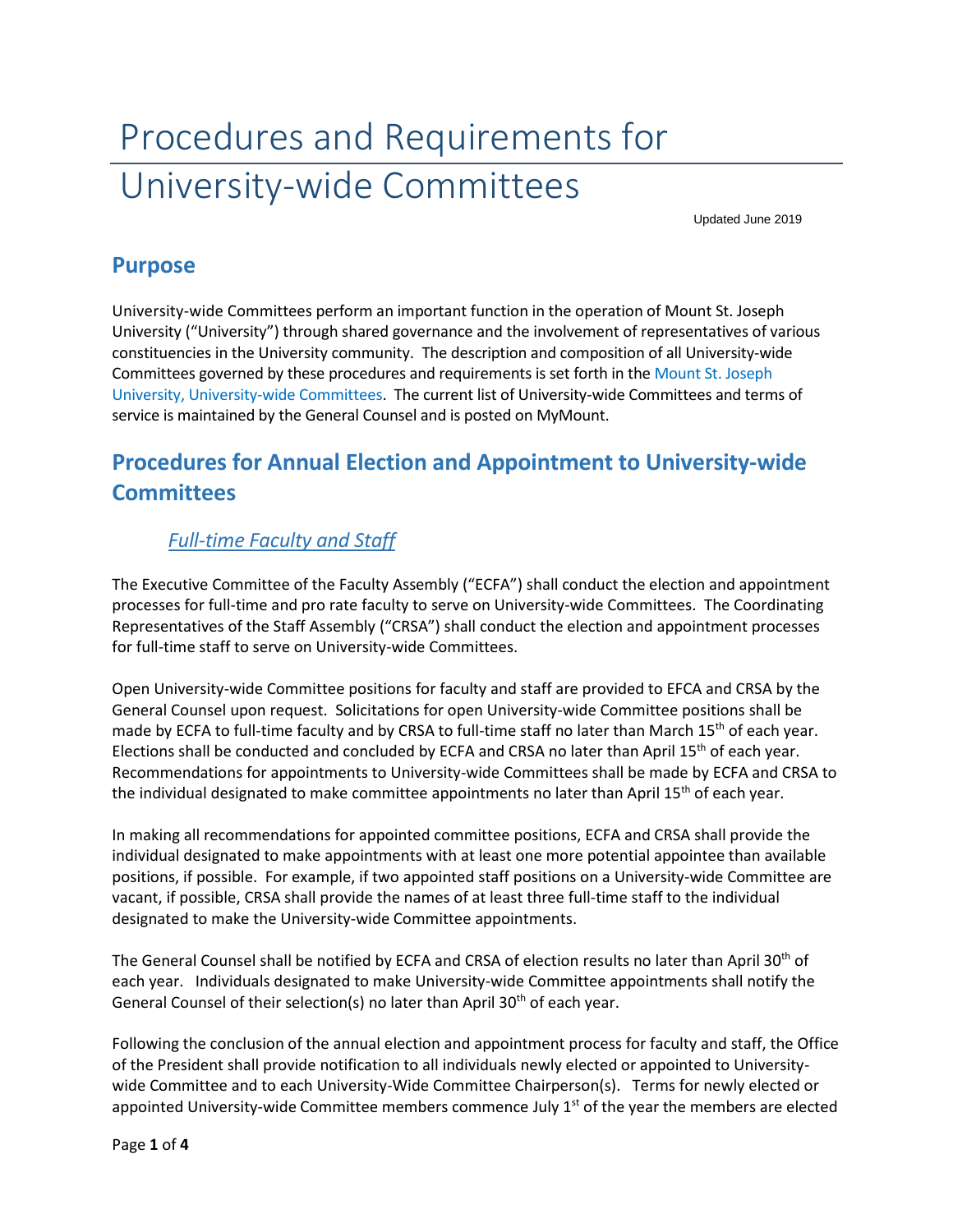# Procedures and Requirements for University-wide Committees

Updated June 2019

## Purpose

University-wide Committees perform an important function in the operation of Mount St. Joseph University ("University") through shared governance and the involvement of representatives of various constituencies in the University community. The description and composition of all University-wide Committees governed by these procedures and requirements is set forth in the Mount St. Joseph University, University-wide Committees. The current list of University-wide Committees and terms of service is maintained by the General Counsel and is posted on MyMount.

## Procedures for Annual Election and Appointment to University-wide Committees

### *Full-time Faculty and Staff*

The Executive Committee of the Faculty Assembly ("ECFA") shall conduct the election and appointment processes for full-time and pro rate faculty to serve on University-wide Committees. The Coordinating Representatives of the Staff Assembly ("CRSA") shall conduct the election and appointment processes for full-time staff to serve on University-wide Committees.

Open University-wide Committee positions for faculty and staff are provided to EFCA and CRSA by the General Counsel upon request. Solicitations for open University-wide Committee positions shall be made by ECFA to full-time faculty and by CRSA to full-time staff no later than March 15th of each year. Elections shall be conducted and concluded by ECFA and CRSA no later than April 15th of each year. Recommendations for appointments to University-wide Committees shall be made by ECFA and CRSA to the individual designated to make committee appointments no later than April 15th of each year.

In making all recommendations for appointed committee positions, ECFA and CRSA shall provide the individual designated to make appointments with at least one more potential appointee than available positions, if possible. For example, if two appointed staff positions on a University-wide Committee are vacant, if possible, CRSA shall provide the names of at least three full-time staff to the individual designated to make the University-wide Committee appointments.

The General Counsel shall be notified by ECFA and CRSA of election results no later than April 30th of each year. Individuals designated to make University-wide Committee appointments shall notify the General Counsel of their selection(s) no later than April 30th of each year.

Following the conclusion of the annual election and appointment process for faculty and staff, the Office of the President shall provide notification to all individuals newly elected or appointed to University-wide Committee and to each University-Wide Committee Chairperson(s). Terms for newly elected or appointed University-wide Committee members commence July 1st of the year the members are elected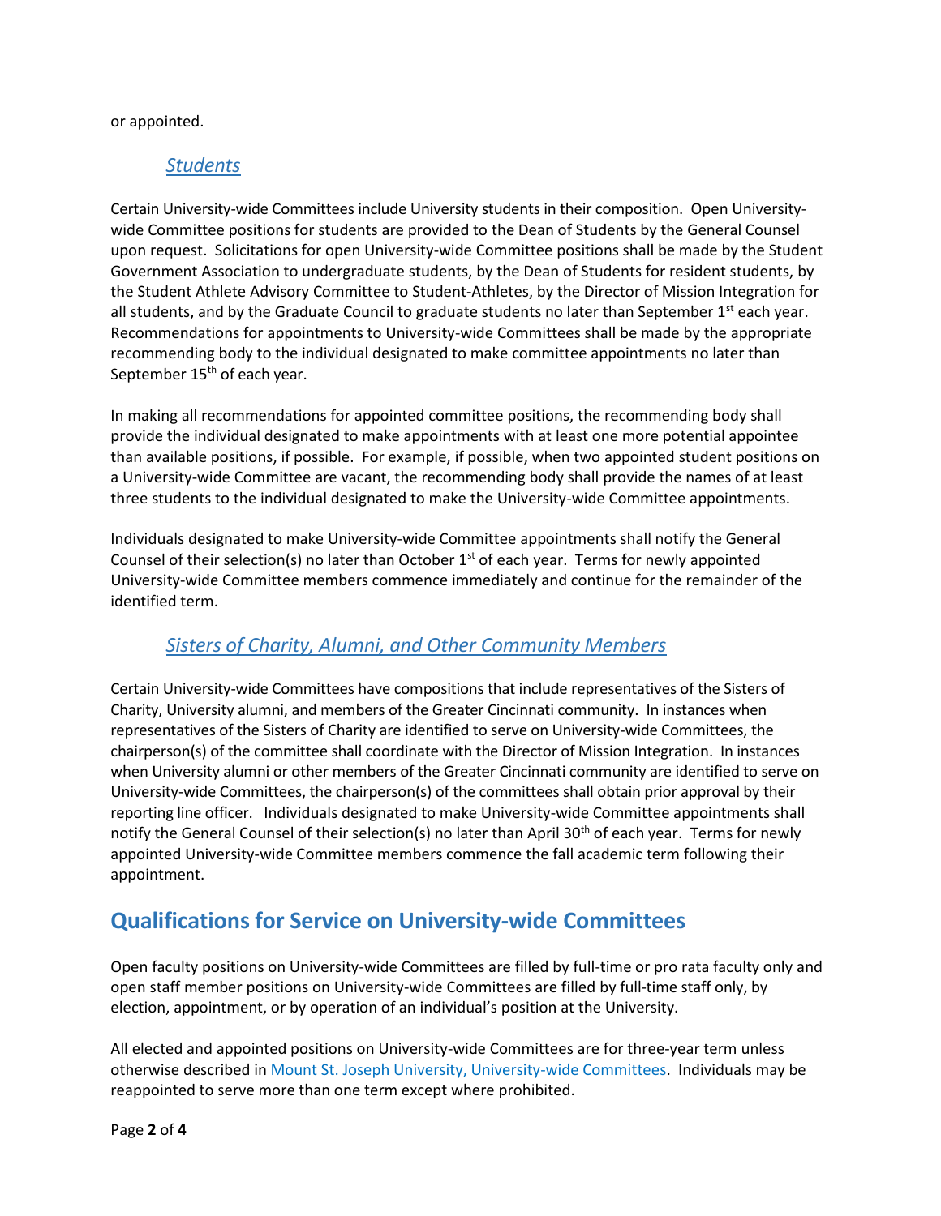or appointed.

### *Students*

Certain University-wide Committees include University students in their composition. Open University-wide Committee positions for students are provided to the Dean of Students by the General Counsel upon request. Solicitations for open University-wide Committee positions shall be made by the Student Government Association to undergraduate students, by the Dean of Students for resident students, by the Student Athlete Advisory Committee to Student-Athletes, by the Director of Mission Integration for all students, and by the Graduate Council to graduate students no later than September 1st each year. Recommendations for appointments to University-wide Committees shall be made by the appropriate recommending body to the individual designated to make committee appointments no later than September 15th of each year.

In making all recommendations for appointed committee positions, the recommending body shall provide the individual designated to make appointments with at least one more potential appointee than available positions, if possible. For example, if possible, when two appointed student positions on a University-wide Committee are vacant, the recommending body shall provide the names of at least three students to the individual designated to make the University-wide Committee appointments.

Individuals designated to make University-wide Committee appointments shall notify the General Counsel of their selection(s) no later than October 1st of each year. Terms for newly appointed University-wide Committee members commence immediately and continue for the remainder of the identified term.

### *Sisters of Charity, Alumni, and Other Community Members*

Certain University-wide Committees have compositions that include representatives of the Sisters of Charity, University alumni, and members of the Greater Cincinnati community. In instances when representatives of the Sisters of Charity are identified to serve on University-wide Committees, the chairperson(s) of the committee shall coordinate with the Director of Mission Integration. In instances when University alumni or other members of the Greater Cincinnati community are identified to serve on University-wide Committees, the chairperson(s) of the committees shall obtain prior approval by their reporting line officer. Individuals designated to make University-wide Committee appointments shall notify the General Counsel of their selection(s) no later than April 30th of each year. Terms for newly appointed University-wide Committee members commence the fall academic term following their appointment.

## Qualifications for Service on University-wide Committees

Open faculty positions on University-wide Committees are filled by full-time or pro rata faculty only and open staff member positions on University-wide Committees are filled by full-time staff only, by election, appointment, or by operation of an individual's position at the University.

All elected and appointed positions on University-wide Committees are for three-year term unless otherwise described in Mount St. Joseph University, University-wide Committees. Individuals may be reappointed to serve more than one term except where prohibited.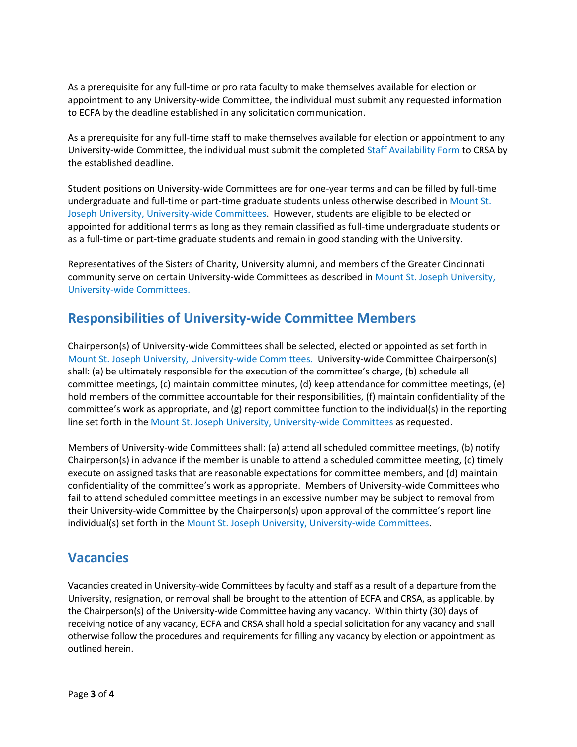As a prerequisite for any full-time or pro rata faculty to make themselves available for election or appointment to any University-wide Committee, the individual must submit any requested information to ECFA by the deadline established in any solicitation communication.

As a prerequisite for any full-time staff to make themselves available for election or appointment to any University-wide Committee, the individual must submit the completed Staff Availability Form to CRSA by the established deadline.

Student positions on University-wide Committees are for one-year terms and can be filled by full-time undergraduate and full-time or part-time graduate students unless otherwise described in Mount St. Joseph University, University-wide Committees. However, students are eligible to be elected or appointed for additional terms as long as they remain classified as full-time undergraduate students or as a full-time or part-time graduate students and remain in good standing with the University.

Representatives of the Sisters of Charity, University alumni, and members of the Greater Cincinnati community serve on certain University-wide Committees as described in Mount St. Joseph University, University-wide Committees.

## Responsibilities of University-wide Committee Members

Chairperson(s) of University-wide Committees shall be selected, elected or appointed as set forth in Mount St. Joseph University, University-wide Committees. University-wide Committee Chairperson(s) shall: (a) be ultimately responsible for the execution of the committee's charge, (b) schedule all committee meetings, (c) maintain committee minutes, (d) keep attendance for committee meetings, (e) hold members of the committee accountable for their responsibilities, (f) maintain confidentiality of the committee's work as appropriate, and (g) report committee function to the individual(s) in the reporting line set forth in the Mount St. Joseph University, University-wide Committees as requested.

Members of University-wide Committees shall: (a) attend all scheduled committee meetings, (b) notify Chairperson(s) in advance if the member is unable to attend a scheduled committee meeting, (c) timely execute on assigned tasks that are reasonable expectations for committee members, and (d) maintain confidentiality of the committee's work as appropriate. Members of University-wide Committees who fail to attend scheduled committee meetings in an excessive number may be subject to removal from their University-wide Committee by the Chairperson(s) upon approval of the committee's report line individual(s) set forth in the Mount St. Joseph University, University-wide Committees.

## Vacancies

Vacancies created in University-wide Committees by faculty and staff as a result of a departure from the University, resignation, or removal shall be brought to the attention of ECFA and CRSA, as applicable, by the Chairperson(s) of the University-wide Committee having any vacancy. Within thirty (30) days of receiving notice of any vacancy, ECFA and CRSA shall hold a special solicitation for any vacancy and shall otherwise follow the procedures and requirements for filling any vacancy by election or appointment as outlined herein.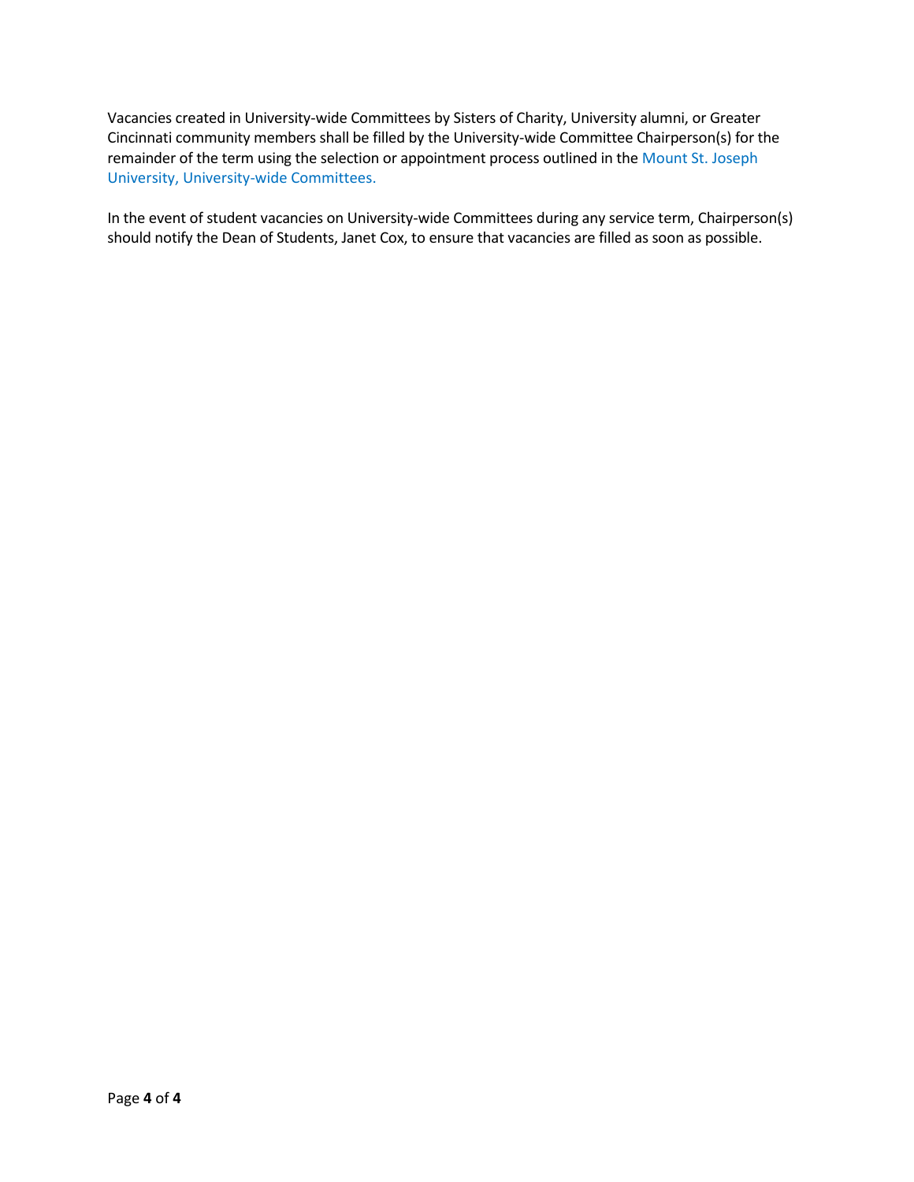Vacancies created in University-wide Committees by Sisters of Charity, University alumni, or Greater Cincinnati community members shall be filled by the University-wide Committee Chairperson(s) for the remainder of the term using the selection or appointment process outlined in the Mount St. Joseph University, University-wide Committees.

In the event of student vacancies on University-wide Committees during any service term, Chairperson(s) should notify the Dean of Students, Janet Cox, to ensure that vacancies are filled as soon as possible.